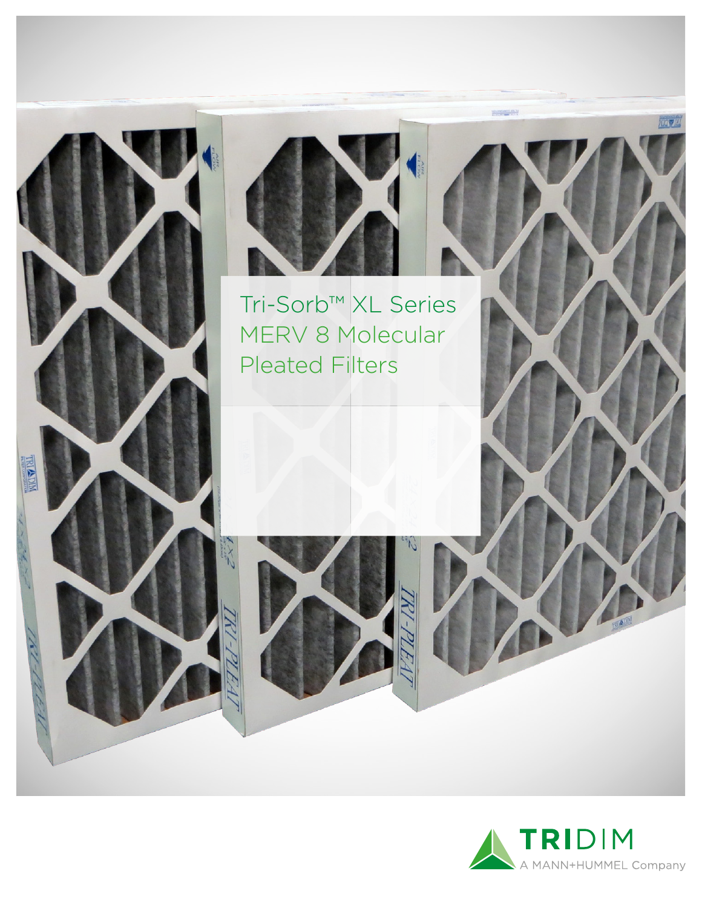# Tri-Sorb™ XL Series MERV 8 Molecular Pleated Filters

TRIDIM
A MANN+HUMMEL Company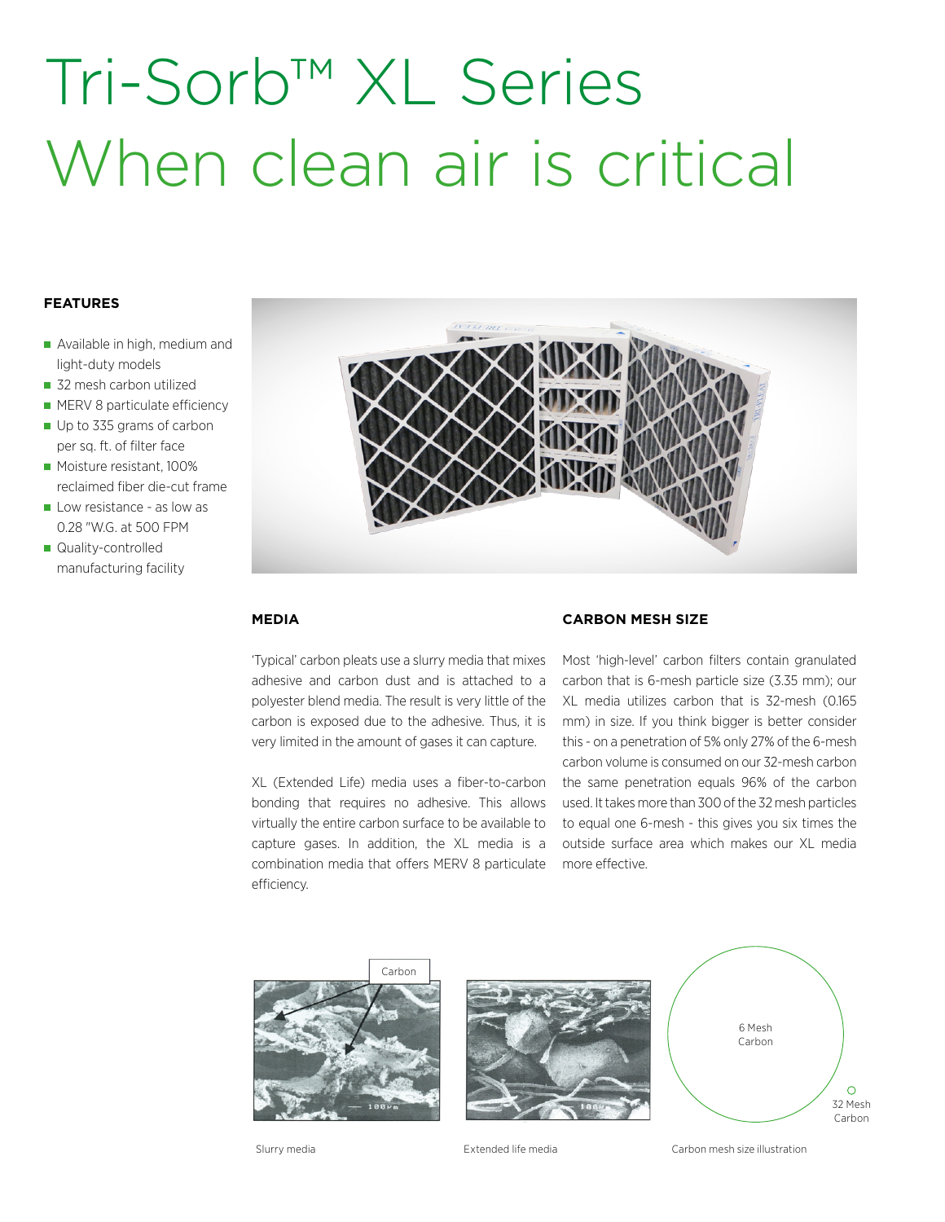# Tri-Sorb™ XL Series When clean air is critical

## FEATURES

- Available in high, medium and light-duty models
- 32 mesh carbon utilized
- MERV 8 particulate efficiency
- Up to 335 grams of carbon per sq. ft. of filter face
- Moisture resistant, 100% reclaimed fiber die-cut frame
- Low resistance - as low as 0.28 "W.G. at 500 FPM
- Quality-controlled manufacturing facility

## MEDIA

'Typical' carbon pleats use a slurry media that mixes adhesive and carbon dust and is attached to a polyester blend media. The result is very little of the carbon is exposed due to the adhesive. Thus, it is very limited in the amount of gases it can capture.

XL (Extended Life) media uses a fiber-to-carbon bonding that requires no adhesive. This allows virtually the entire carbon surface to be available to capture gases. In addition, the XL media is a combination media that offers MERV 8 particulate efficiency.

## CARBON MESH SIZE

Most 'high-level' carbon filters contain granulated carbon that is 6-mesh particle size (3.35 mm); our XL media utilizes carbon that is 32-mesh (0.165 mm) in size. If you think bigger is better consider this - on a penetration of 5% only 27% of the 6-mesh carbon volume is consumed on our 32-mesh carbon the same penetration equals 96% of the carbon used. It takes more than 300 of the 32 mesh particles to equal one 6-mesh - this gives you six times the outside surface area which makes our XL media more effective.

Slurry media

Extended life media

Carbon mesh size illustration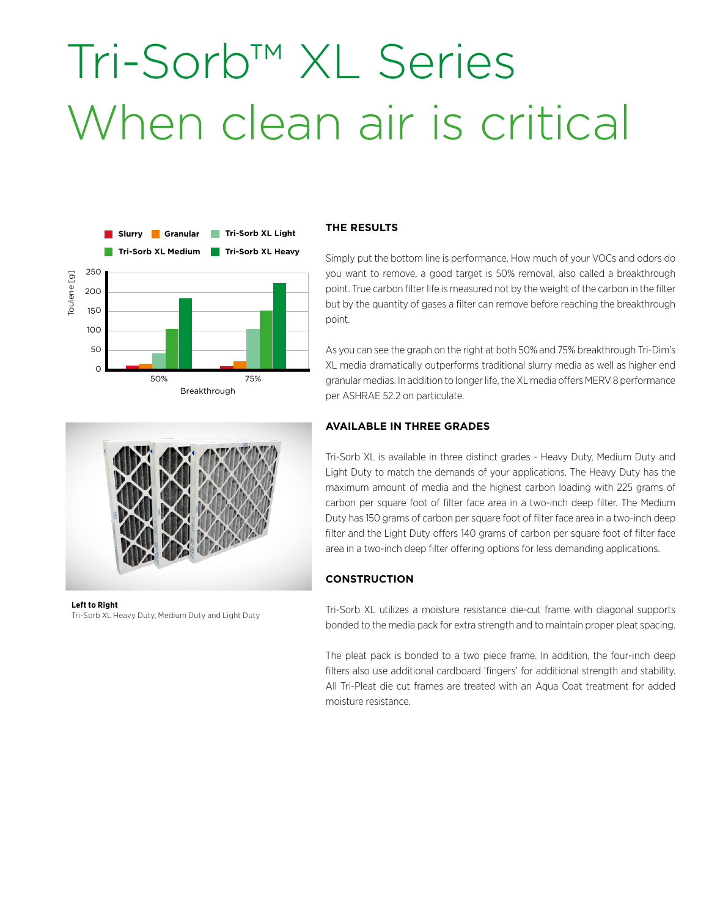# Tri-Sorb™ XL Series When clean air is critical

Left to Right
Tri-Sorb XL Heavy Duty, Medium Duty and Light Duty

## THE RESULTS

Simply put the bottom line is performance. How much of your VOCs and odors do you want to remove, a good target is 50% removal, also called a breakthrough point. True carbon filter life is measured not by the weight of the carbon in the filter but by the quantity of gases a filter can remove before reaching the breakthrough point.

As you can see the graph on the right at both 50% and 75% breakthrough Tri-Dim's XL media dramatically outperforms traditional slurry media as well as higher end granular medias. In addition to longer life, the XL media offers MERV 8 performance per ASHRAE 52.2 on particulate.

## AVAILABLE IN THREE GRADES

Tri-Sorb XL is available in three distinct grades - Heavy Duty, Medium Duty and Light Duty to match the demands of your applications. The Heavy Duty has the maximum amount of media and the highest carbon loading with 225 grams of carbon per square foot of filter face area in a two-inch deep filter. The Medium Duty has 150 grams of carbon per square foot of filter face area in a two-inch deep filter and the Light Duty offers 140 grams of carbon per square foot of filter face area in a two-inch deep filter offering options for less demanding applications.

## CONSTRUCTION

Tri-Sorb XL utilizes a moisture resistance die-cut frame with diagonal supports bonded to the media pack for extra strength and to maintain proper pleat spacing.

The pleat pack is bonded to a two piece frame. In addition, the four-inch deep filters also use additional cardboard 'fingers' for additional strength and stability. All Tri-Pleat die cut frames are treated with an Aqua Coat treatment for added moisture resistance.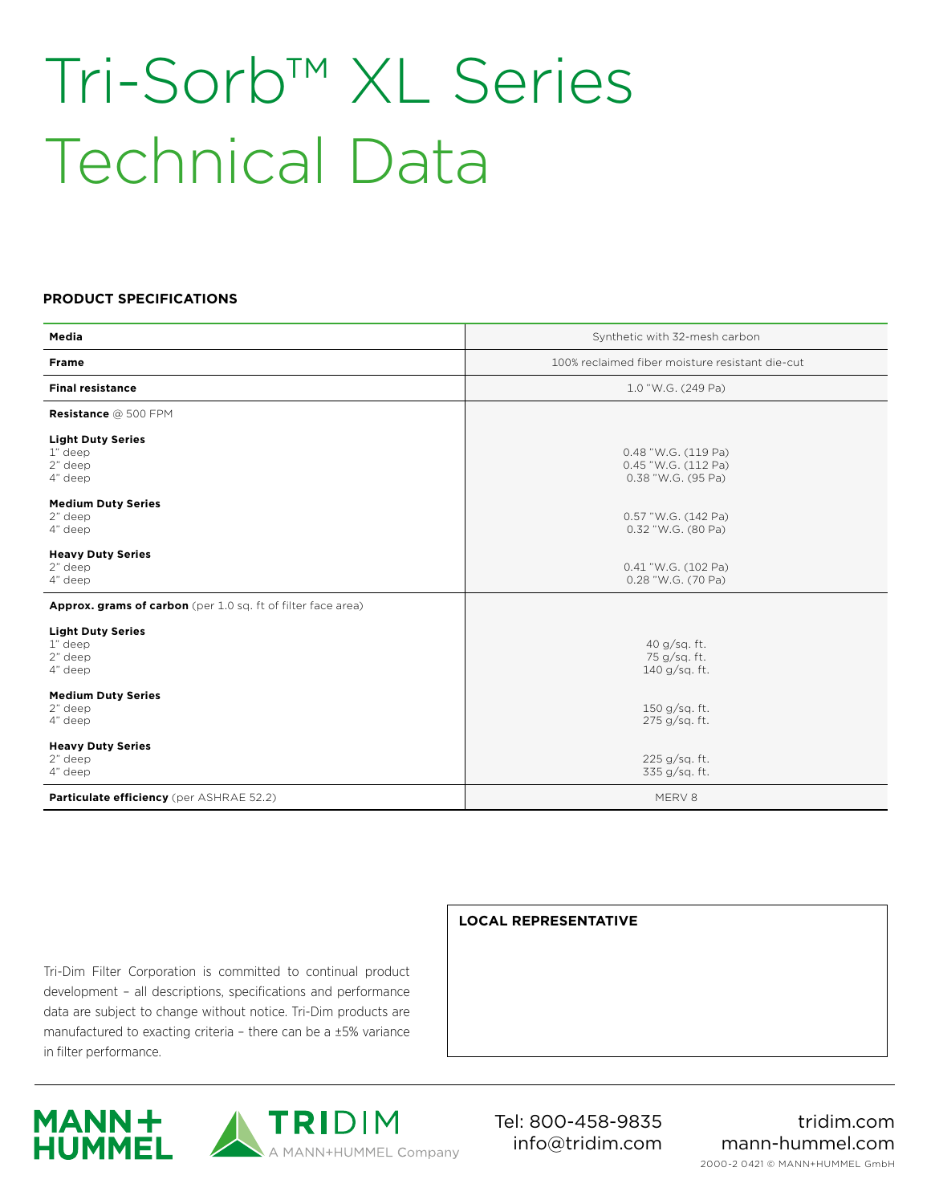# Tri-Sorb™ XL Series Technical Data

### PRODUCT SPECIFICATIONS

| | |
|---|---|
| **Media** | Synthetic with 32-mesh carbon |
| **Frame** | 100% reclaimed fiber moisture resistant die-cut |
| **Final resistance** | 1.0 "W.G. (249 Pa) |
| **Resistance** @ 500 FPM | |
| **Light Duty Series** | |
| 1" deep | 0.48 "W.G. (119 Pa) |
| 2" deep | 0.45 "W.G. (112 Pa) |
| 4" deep | 0.38 "W.G. (95 Pa) |
| **Medium Duty Series** | |
| 2" deep | 0.57 "W.G. (142 Pa) |
| 4" deep | 0.32 "W.G. (80 Pa) |
| **Heavy Duty Series** | |
| 2" deep | 0.41 "W.G. (102 Pa) |
| 4" deep | 0.28 "W.G. (70 Pa) |
| **Approx. grams of carbon** (per 1.0 sq. ft of filter face area) | |
| **Light Duty Series** | |
| 1" deep | 40 g/sq. ft. |
| 2" deep | 75 g/sq. ft. |
| 4" deep | 140 g/sq. ft. |
| **Medium Duty Series** | |
| 2" deep | 150 g/sq. ft. |
| 4" deep | 275 g/sq. ft. |
| **Heavy Duty Series** | |
| 2" deep | 225 g/sq. ft. |
| 4" deep | 335 g/sq. ft. |
| **Particulate efficiency** (per ASHRAE 52.2) | MERV 8 |

Tri-Dim Filter Corporation is committed to continual product development – all descriptions, specifications and performance data are subject to change without notice. Tri-Dim products are manufactured to exacting criteria – there can be a ±5% variance in filter performance.

**LOCAL REPRESENTATIVE**

MANN+HUMMEL

TRIDIM A MANN+HUMMEL Company

Tel: 800-458-9835
info@tridim.com

tridim.com
mann-hummel.com

2000-2 0421 © MANN+HUMMEL GmbH